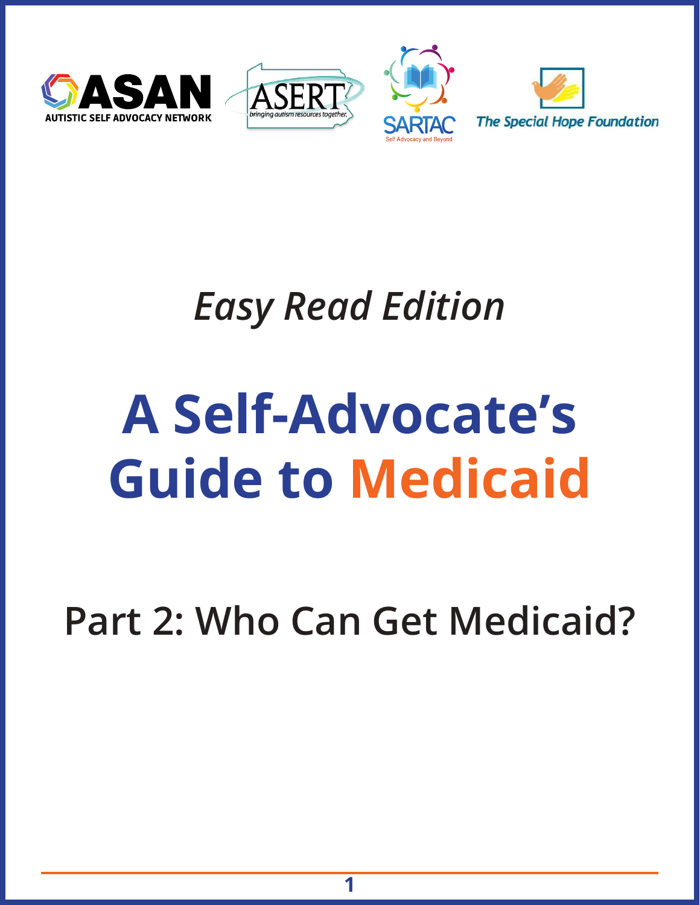ASAN AUTISTIC SELF ADVOCACY NETWORK

ASERT bringing autism resources together.

SARTAC Self Advocacy and Beyond

The Special Hope Foundation

*Easy Read Edition*

# A Self-Advocate's Guide to Medicaid

## Part 2: Who Can Get Medicaid?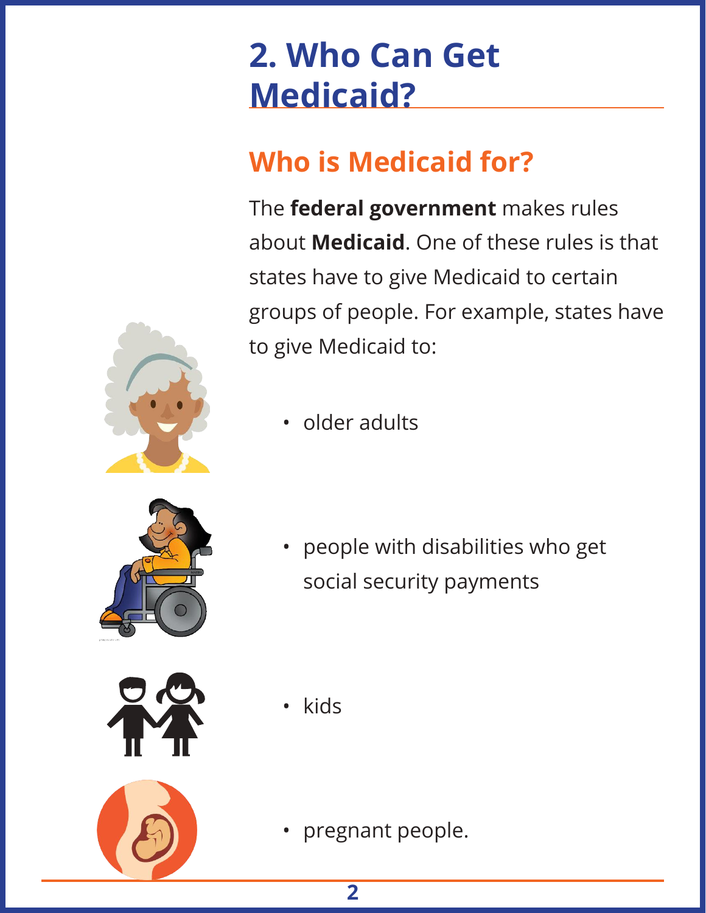# 2. Who Can Get Medicaid?

## Who is Medicaid for?

The **federal government** makes rules about **Medicaid**. One of these rules is that states have to give Medicaid to certain groups of people. For example, states have to give Medicaid to:

- older adults
- people with disabilities who get social security payments
- kids
- pregnant people.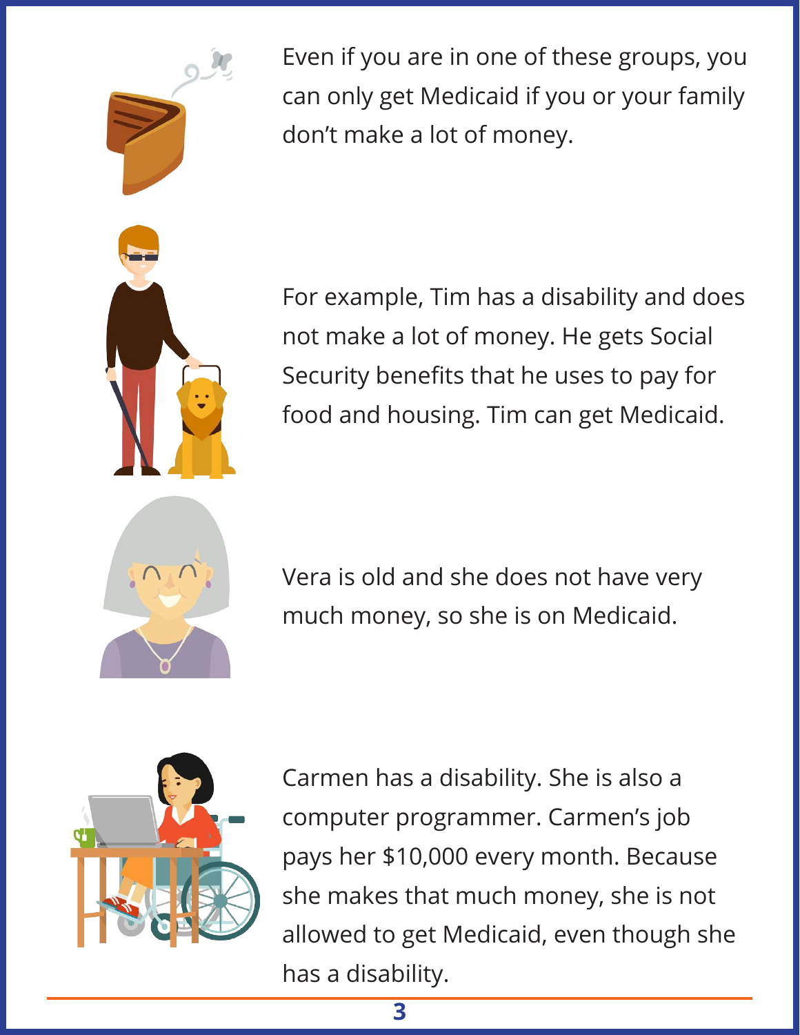Even if you are in one of these groups, you can only get Medicaid if you or your family don't make a lot of money.

For example, Tim has a disability and does not make a lot of money. He gets Social Security benefits that he uses to pay for food and housing. Tim can get Medicaid.

Vera is old and she does not have very much money, so she is on Medicaid.

Carmen has a disability. She is also a computer programmer. Carmen's job pays her $10,000 every month. Because she makes that much money, she is not allowed to get Medicaid, even though she has a disability.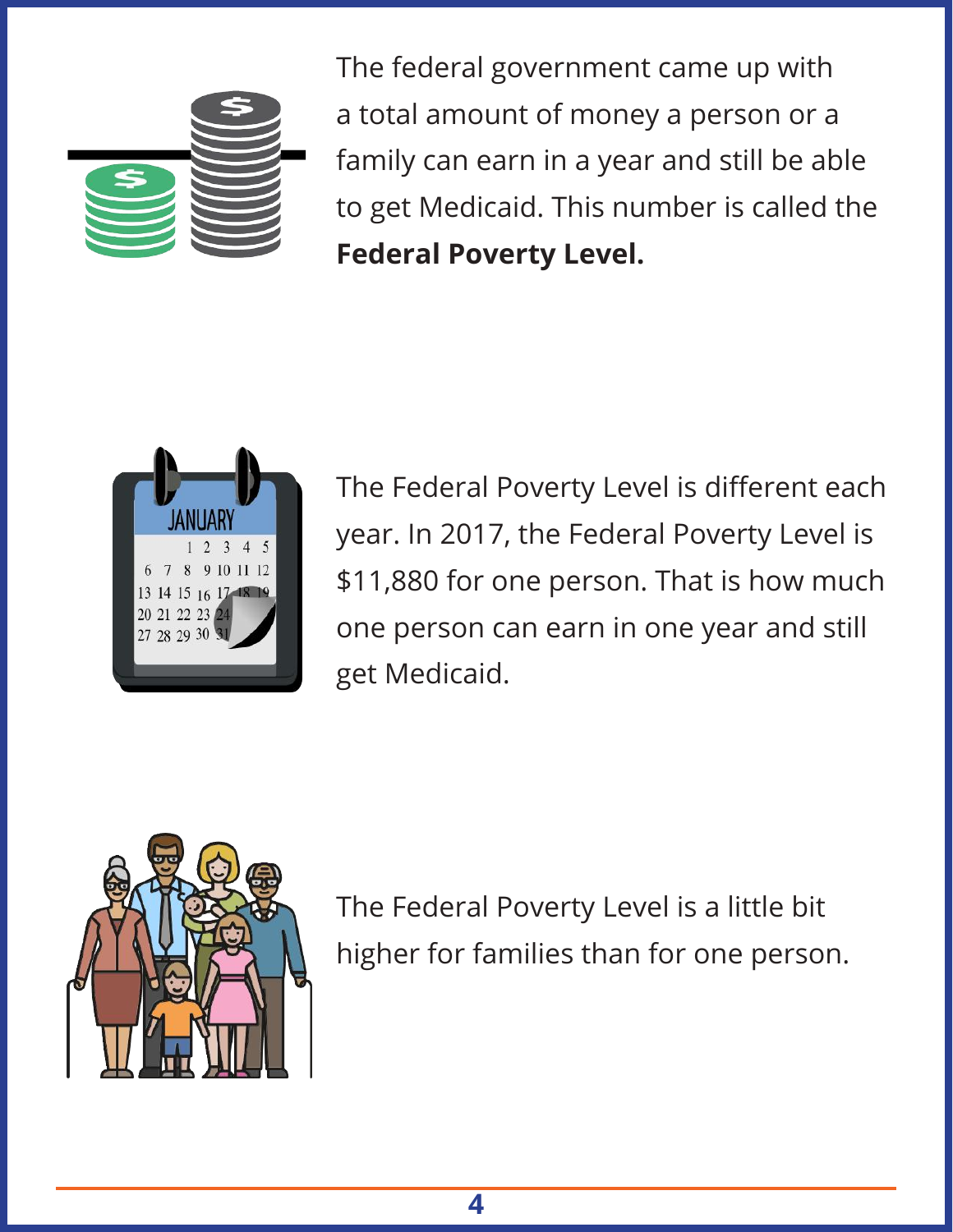The federal government came up with a total amount of money a person or a family can earn in a year and still be able to get Medicaid. This number is called the **Federal Poverty Level.**

The Federal Poverty Level is different each year. In 2017, the Federal Poverty Level is $11,880 for one person. That is how much one person can earn in one year and still get Medicaid.

The Federal Poverty Level is a little bit higher for families than for one person.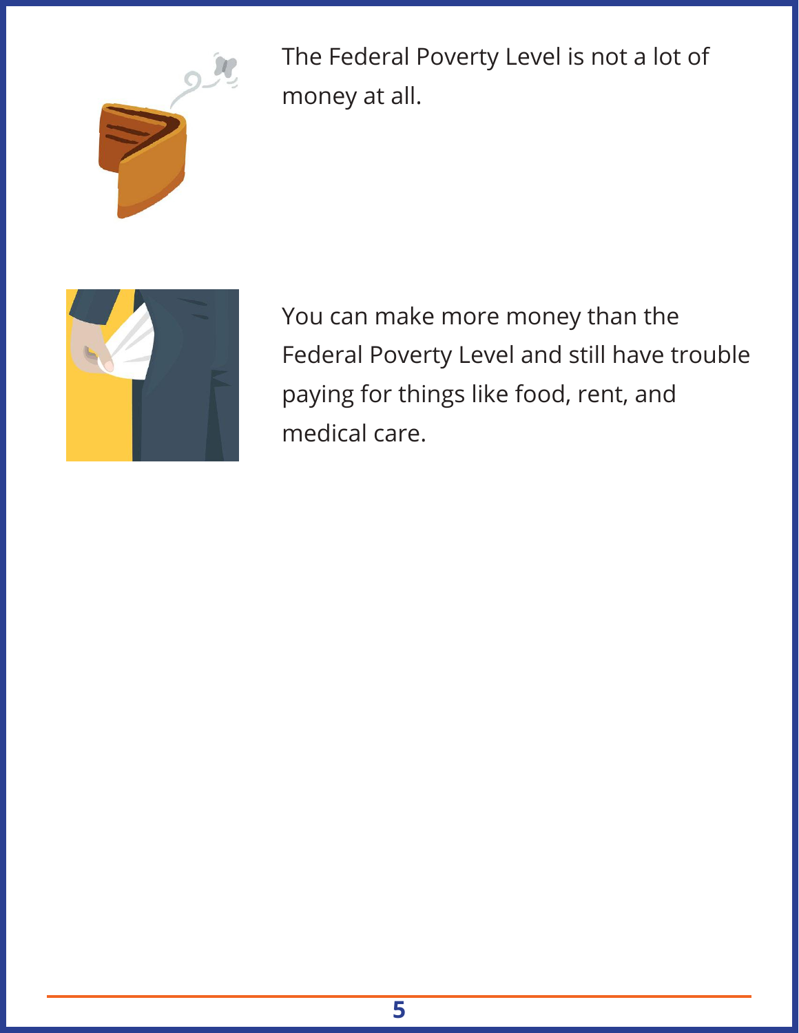The Federal Poverty Level is not a lot of money at all.

You can make more money than the Federal Poverty Level and still have trouble paying for things like food, rent, and medical care.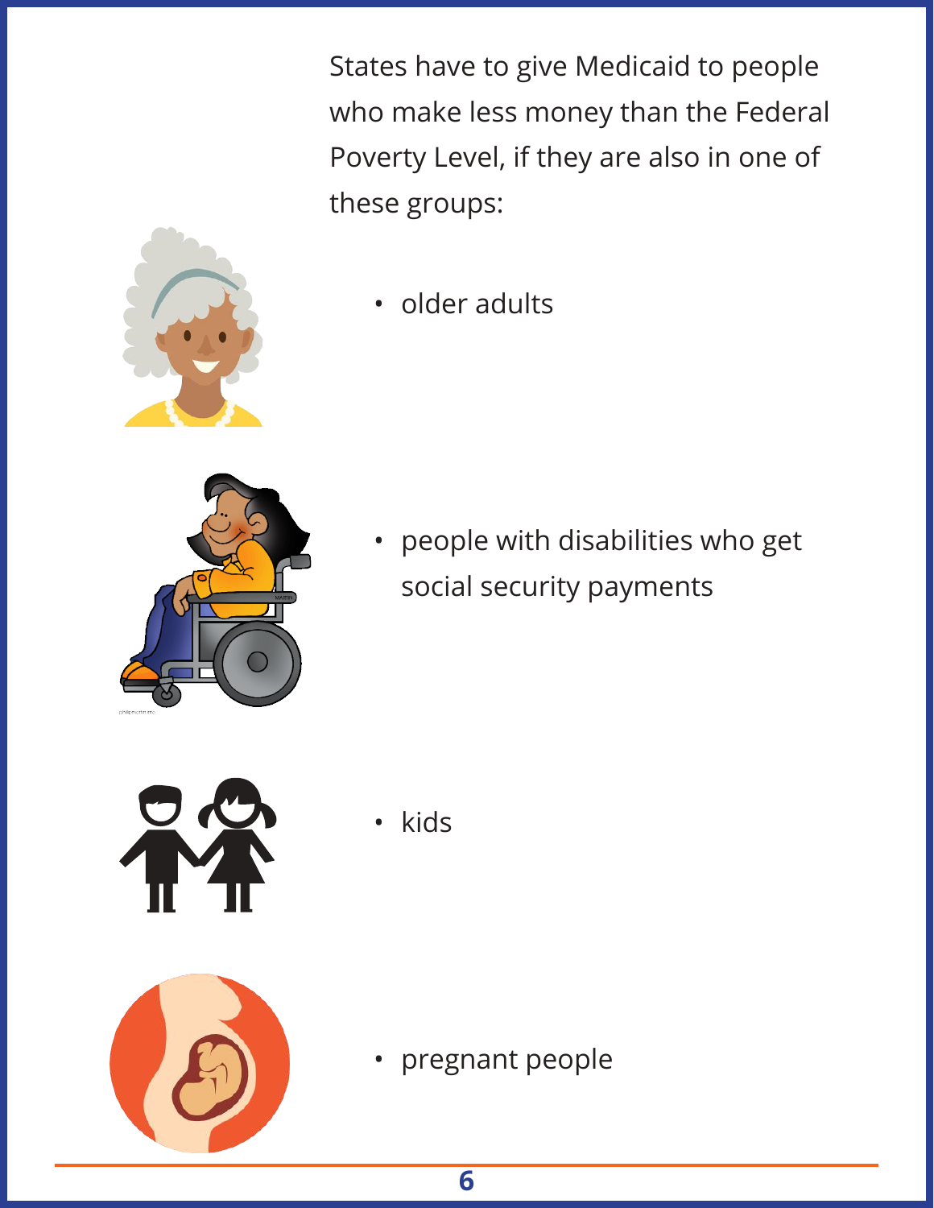States have to give Medicaid to people who make less money than the Federal Poverty Level, if they are also in one of these groups:

- older adults
- people with disabilities who get social security payments
- kids
- pregnant people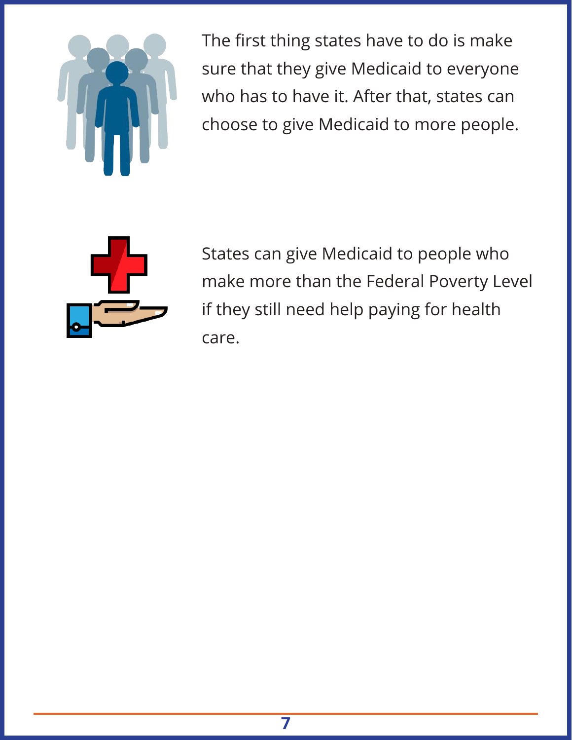The first thing states have to do is make sure that they give Medicaid to everyone who has to have it. After that, states can choose to give Medicaid to more people.

States can give Medicaid to people who make more than the Federal Poverty Level if they still need help paying for health care.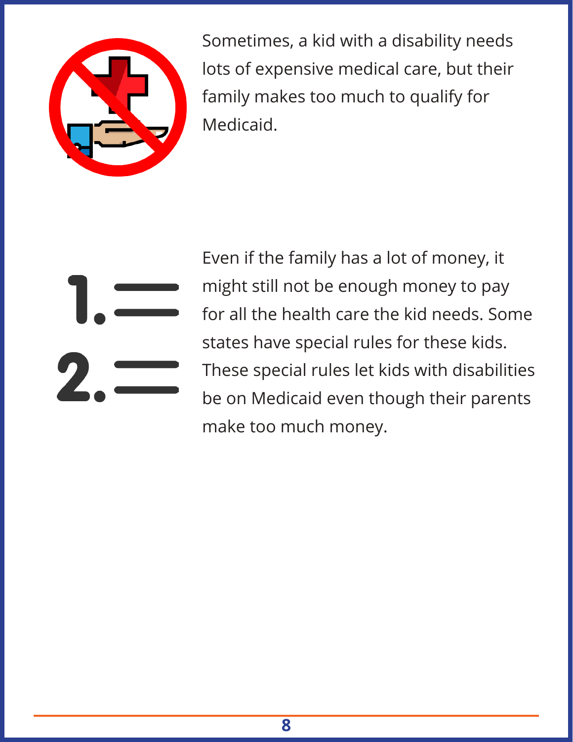Sometimes, a kid with a disability needs lots of expensive medical care, but their family makes too much to qualify for Medicaid.

Even if the family has a lot of money, it might still not be enough money to pay for all the health care the kid needs. Some states have special rules for these kids. These special rules let kids with disabilities be on Medicaid even though their parents make too much money.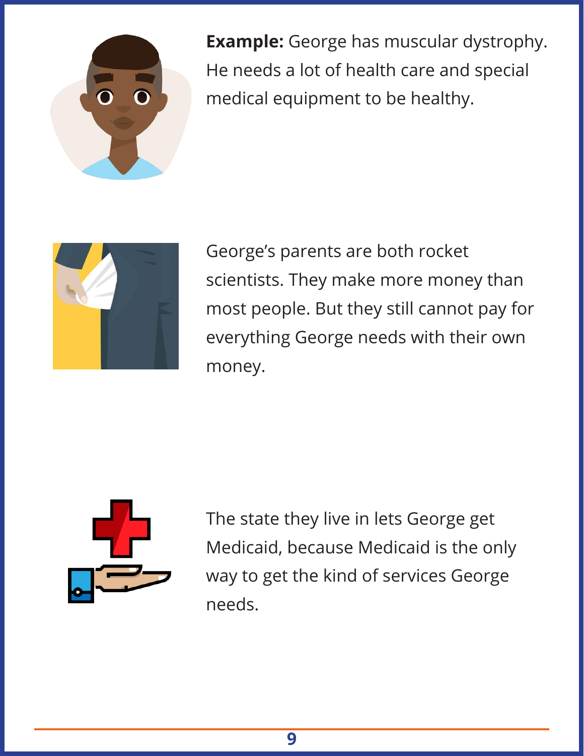**Example:** George has muscular dystrophy. He needs a lot of health care and special medical equipment to be healthy.

George's parents are both rocket scientists. They make more money than most people. But they still cannot pay for everything George needs with their own money.

The state they live in lets George get Medicaid, because Medicaid is the only way to get the kind of services George needs.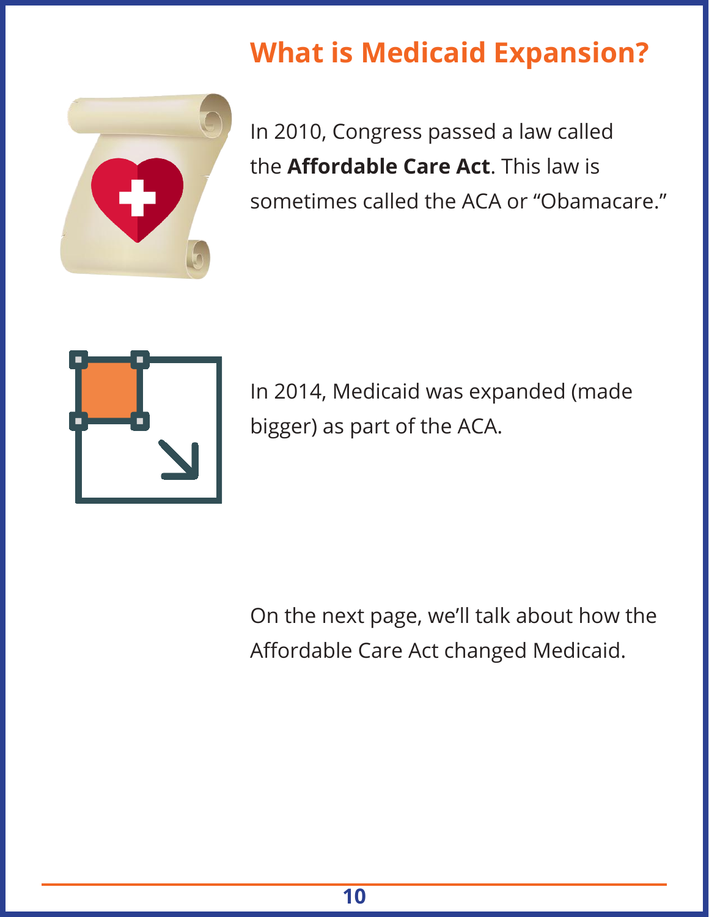# What is Medicaid Expansion?

In 2010, Congress passed a law called the **Affordable Care Act**. This law is sometimes called the ACA or "Obamacare."

In 2014, Medicaid was expanded (made bigger) as part of the ACA.

On the next page, we'll talk about how the Affordable Care Act changed Medicaid.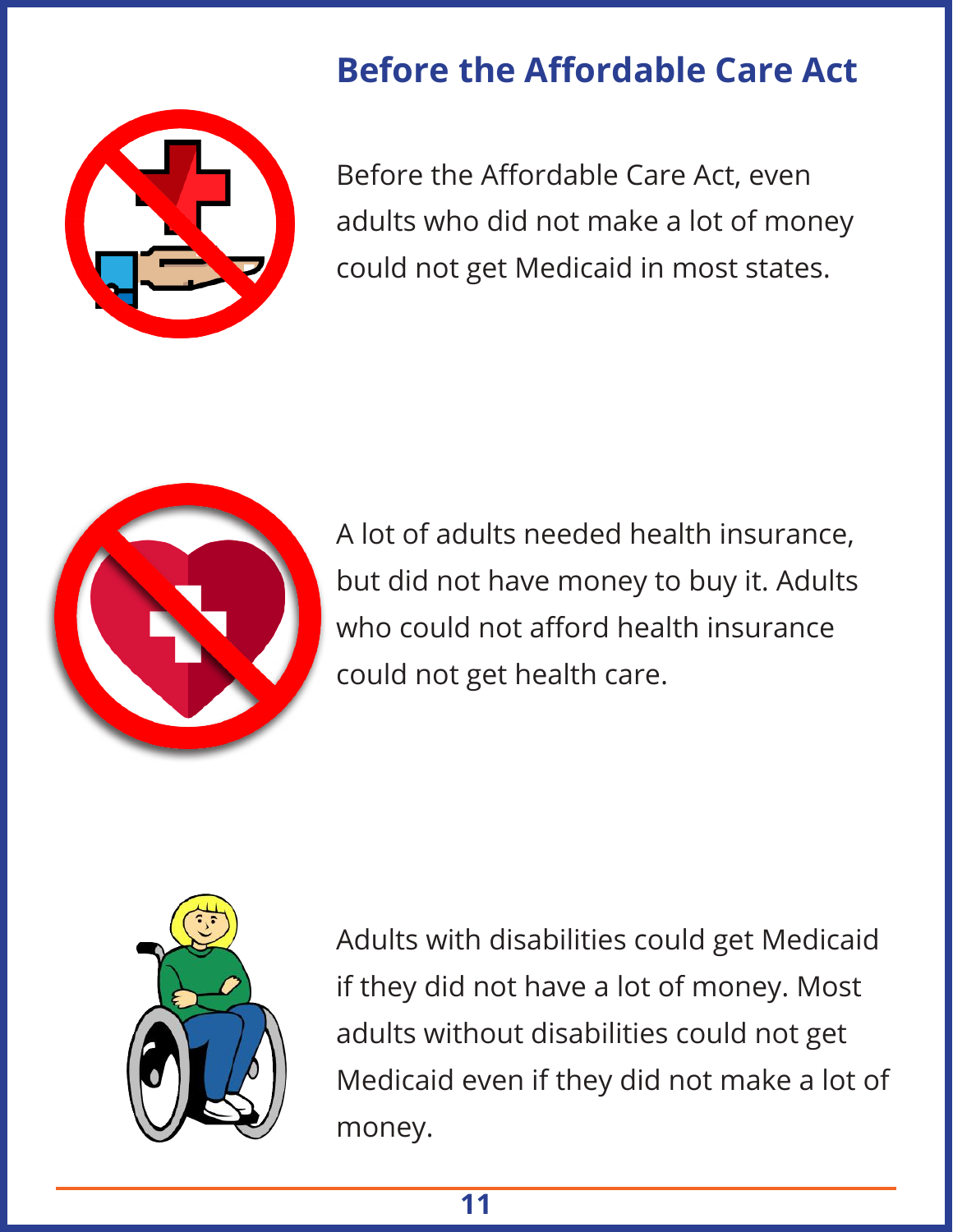## Before the Affordable Care Act

Before the Affordable Care Act, even adults who did not make a lot of money could not get Medicaid in most states.

A lot of adults needed health insurance, but did not have money to buy it. Adults who could not afford health insurance could not get health care.

Adults with disabilities could get Medicaid if they did not have a lot of money. Most adults without disabilities could not get Medicaid even if they did not make a lot of money.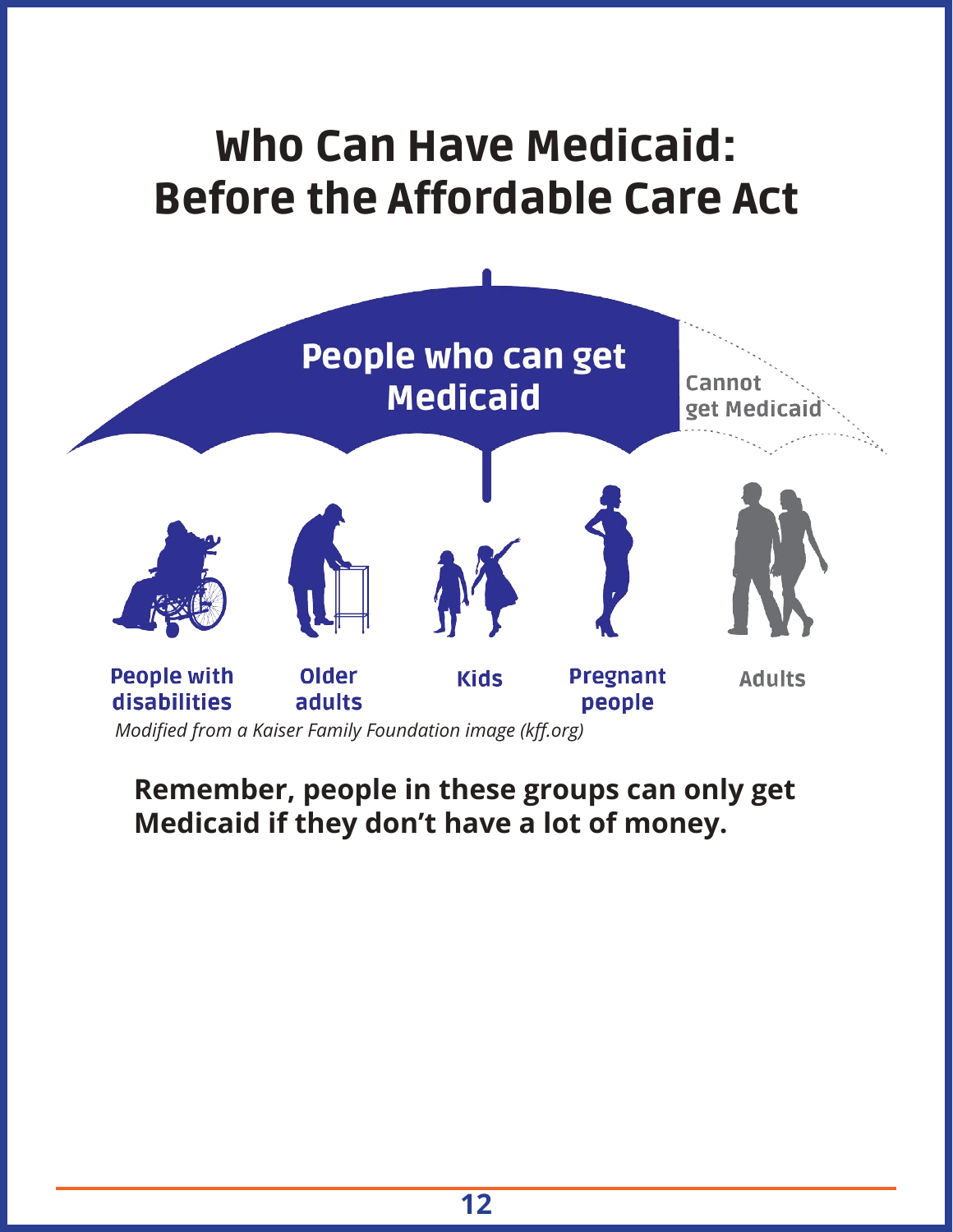# Who Can Have Medicaid: Before the Affordable Care Act

People who can get Medicaid

Cannot get Medicaid

People with disabilities

Older adults

Kids

Pregnant people

Adults

*Modified from a Kaiser Family Foundation image (kff.org)*

**Remember, people in these groups can only get Medicaid if they don't have a lot of money.**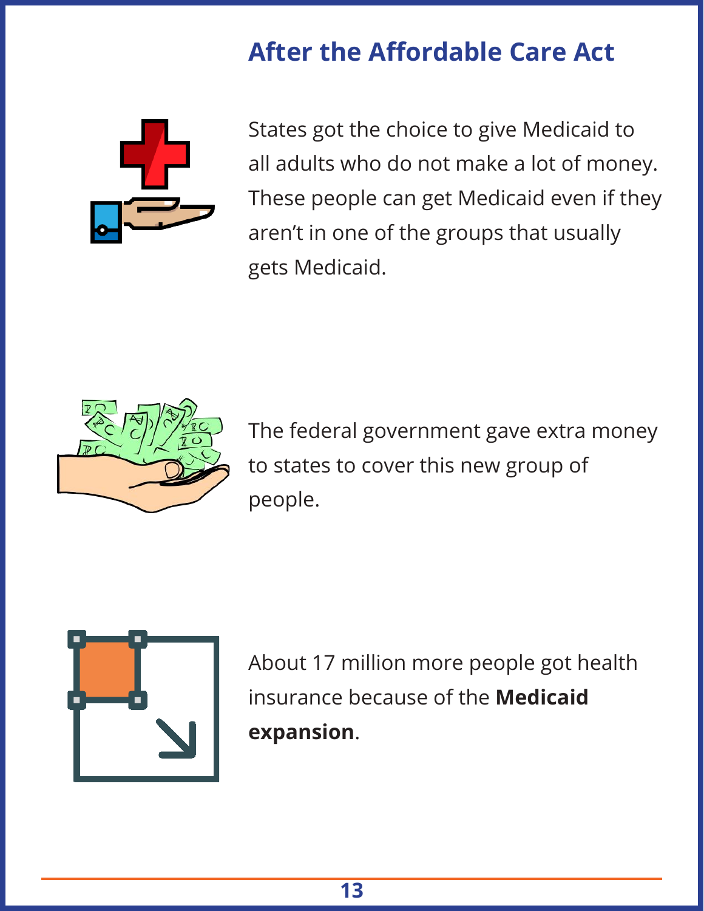## After the Affordable Care Act

States got the choice to give Medicaid to all adults who do not make a lot of money. These people can get Medicaid even if they aren't in one of the groups that usually gets Medicaid.

The federal government gave extra money to states to cover this new group of people.

About 17 million more people got health insurance because of the **Medicaid expansion**.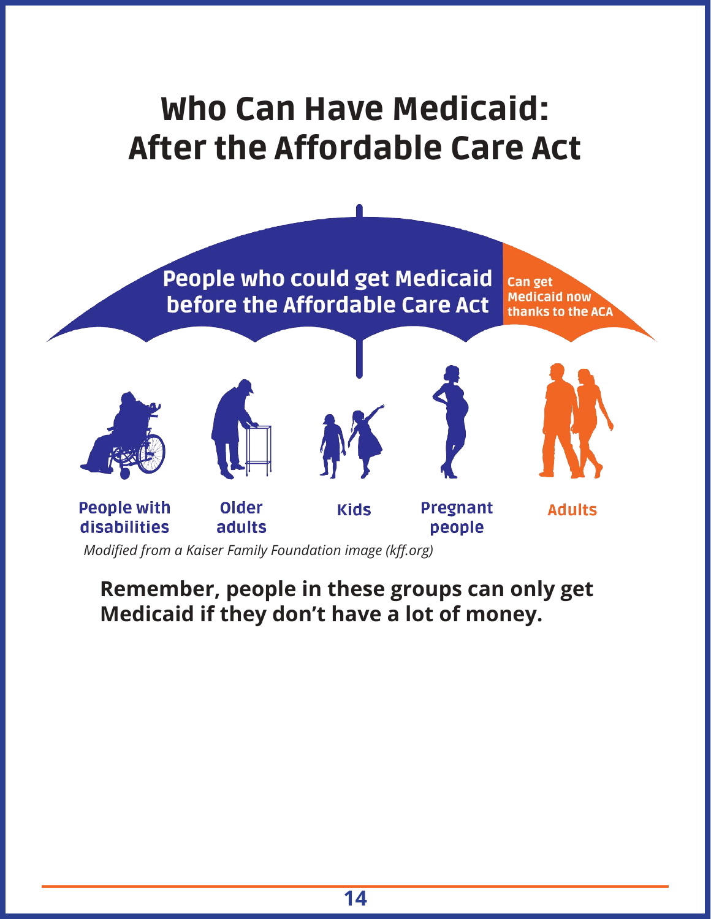# Who Can Have Medicaid: After the Affordable Care Act

People who could get Medicaid before the Affordable Care Act

Can get Medicaid now thanks to the ACA

People with disabilities

Older adults

Kids

Pregnant people

Adults

*Modified from a Kaiser Family Foundation image (kff.org)*

**Remember, people in these groups can only get Medicaid if they don't have a lot of money.**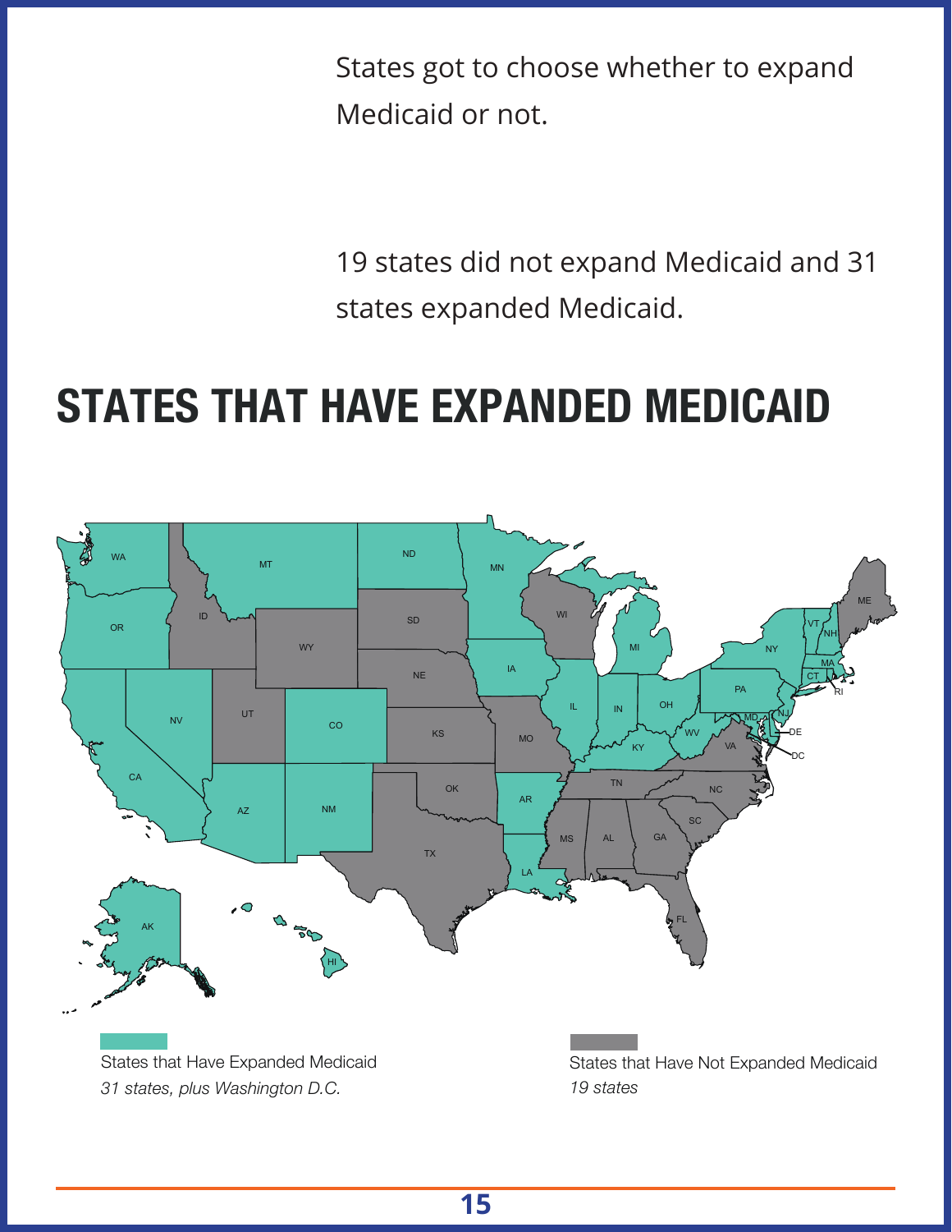States got to choose whether to expand Medicaid or not.

19 states did not expand Medicaid and 31 states expanded Medicaid.

# STATES THAT HAVE EXPANDED MEDICAID

States that Have Expanded Medicaid
*31 states, plus Washington D.C.*

States that Have Not Expanded Medicaid
*19 states*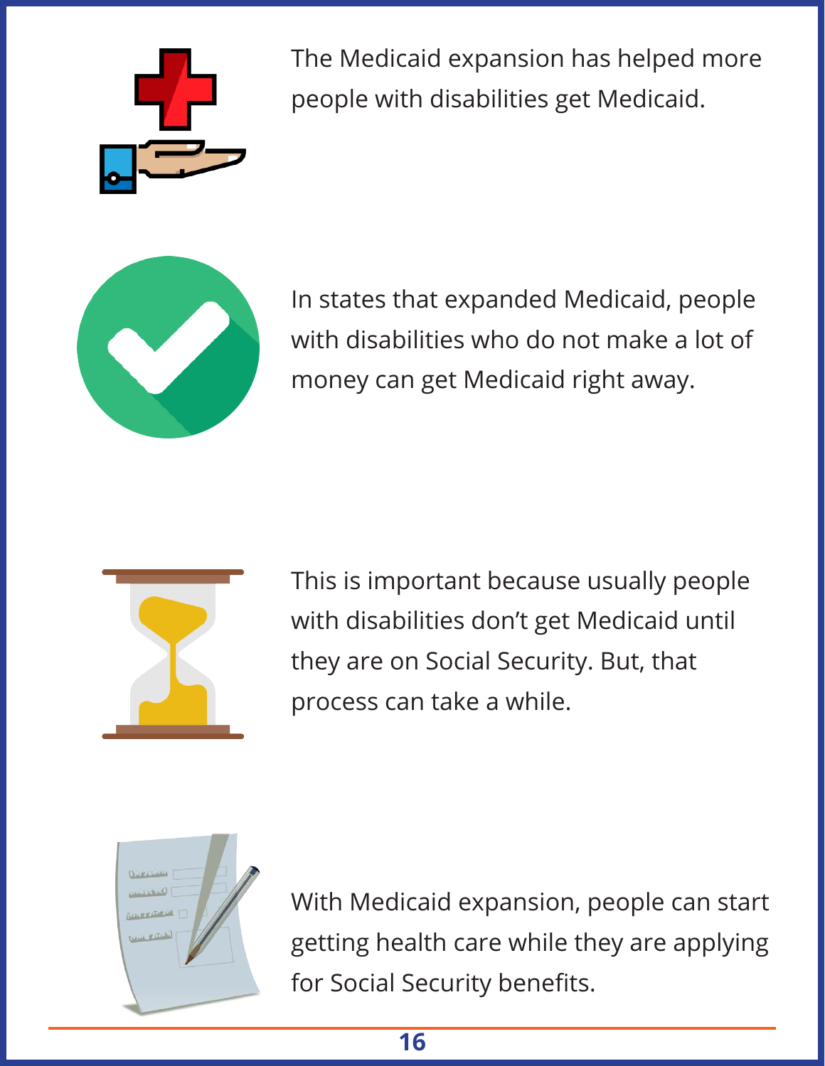The Medicaid expansion has helped more people with disabilities get Medicaid.

In states that expanded Medicaid, people with disabilities who do not make a lot of money can get Medicaid right away.

This is important because usually people with disabilities don't get Medicaid until they are on Social Security. But, that process can take a while.

With Medicaid expansion, people can start getting health care while they are applying for Social Security benefits.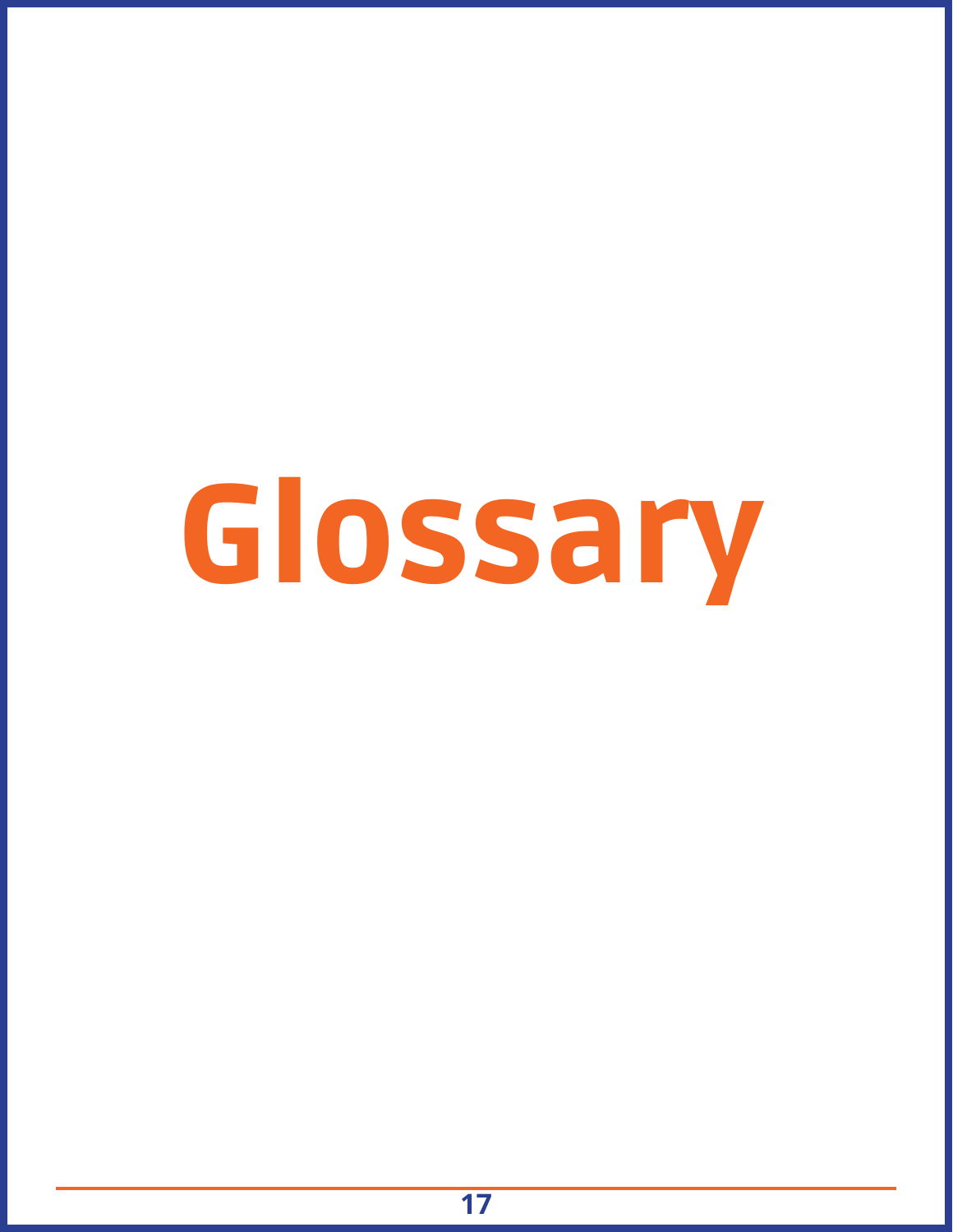# Glossary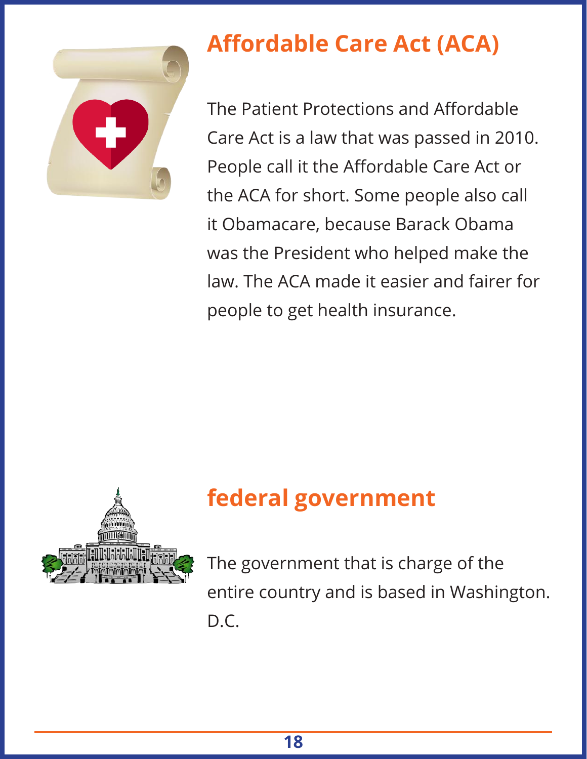## Affordable Care Act (ACA)

The Patient Protections and Affordable Care Act is a law that was passed in 2010. People call it the Affordable Care Act or the ACA for short. Some people also call it Obamacare, because Barack Obama was the President who helped make the law. The ACA made it easier and fairer for people to get health insurance.

## federal government

The government that is charge of the entire country and is based in Washington. D.C.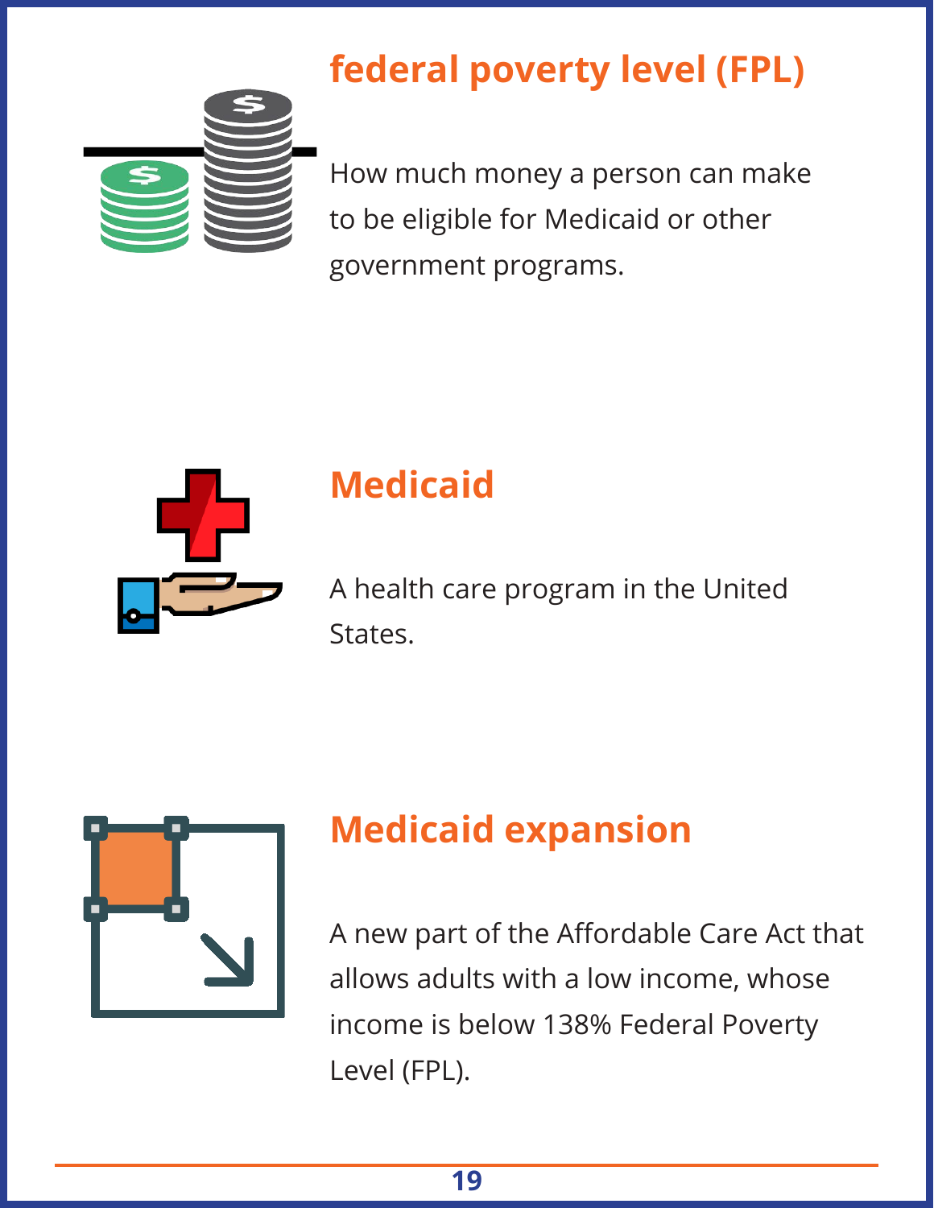## federal poverty level (FPL)

How much money a person can make to be eligible for Medicaid or other government programs.

## Medicaid

A health care program in the United States.

## Medicaid expansion

A new part of the Affordable Care Act that allows adults with a low income, whose income is below 138% Federal Poverty Level (FPL).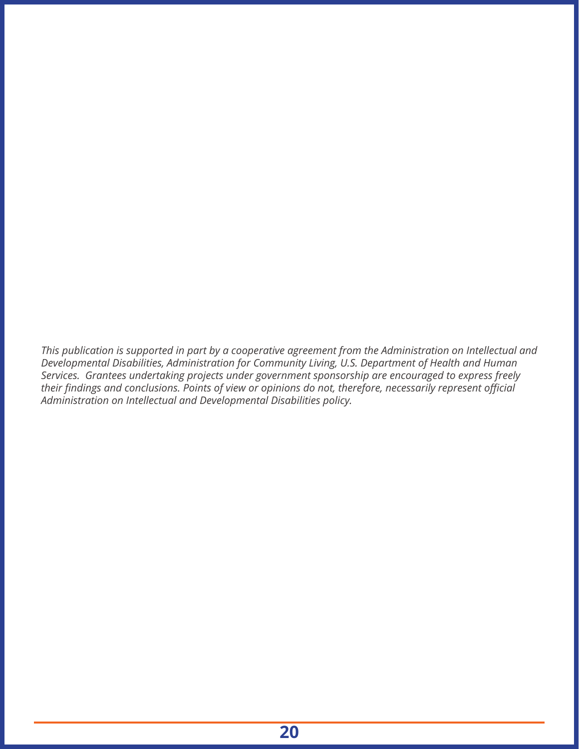*This publication is supported in part by a cooperative agreement from the Administration on Intellectual and Developmental Disabilities, Administration for Community Living, U.S. Department of Health and Human Services. Grantees undertaking projects under government sponsorship are encouraged to express freely their findings and conclusions. Points of view or opinions do not, therefore, necessarily represent official Administration on Intellectual and Developmental Disabilities policy.*